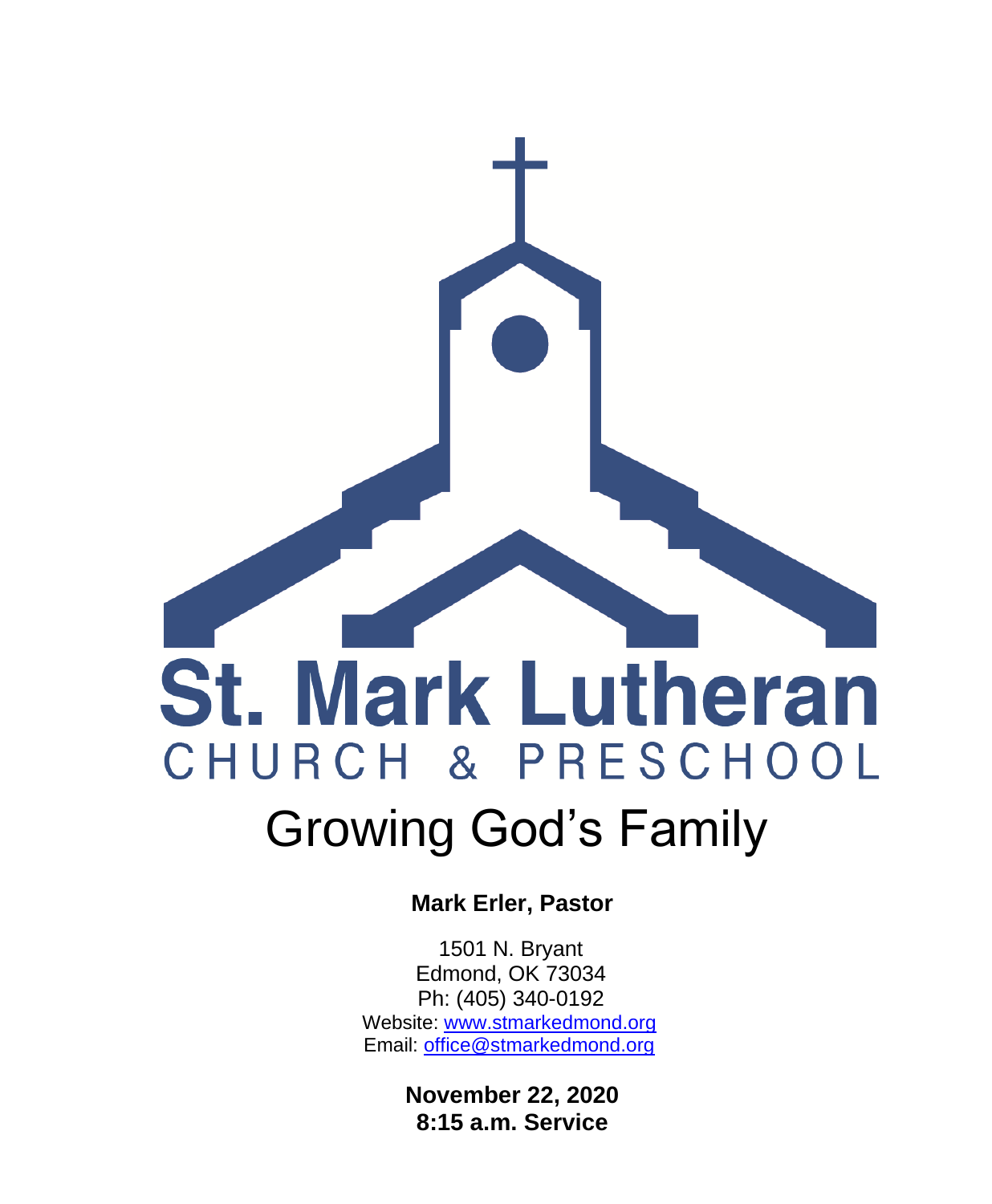# St. Mark Lutheran

CHURCH & PRESCHOOL

## Growing God's Family

**Mark Erler, Pastor**

1501 N. Bryant
Edmond, OK 73034
Ph: (405) 340-0192
Website: www.stmarkedmond.org
Email: office@stmarkedmond.org

**November 22, 2020**
**8:15 a.m. Service**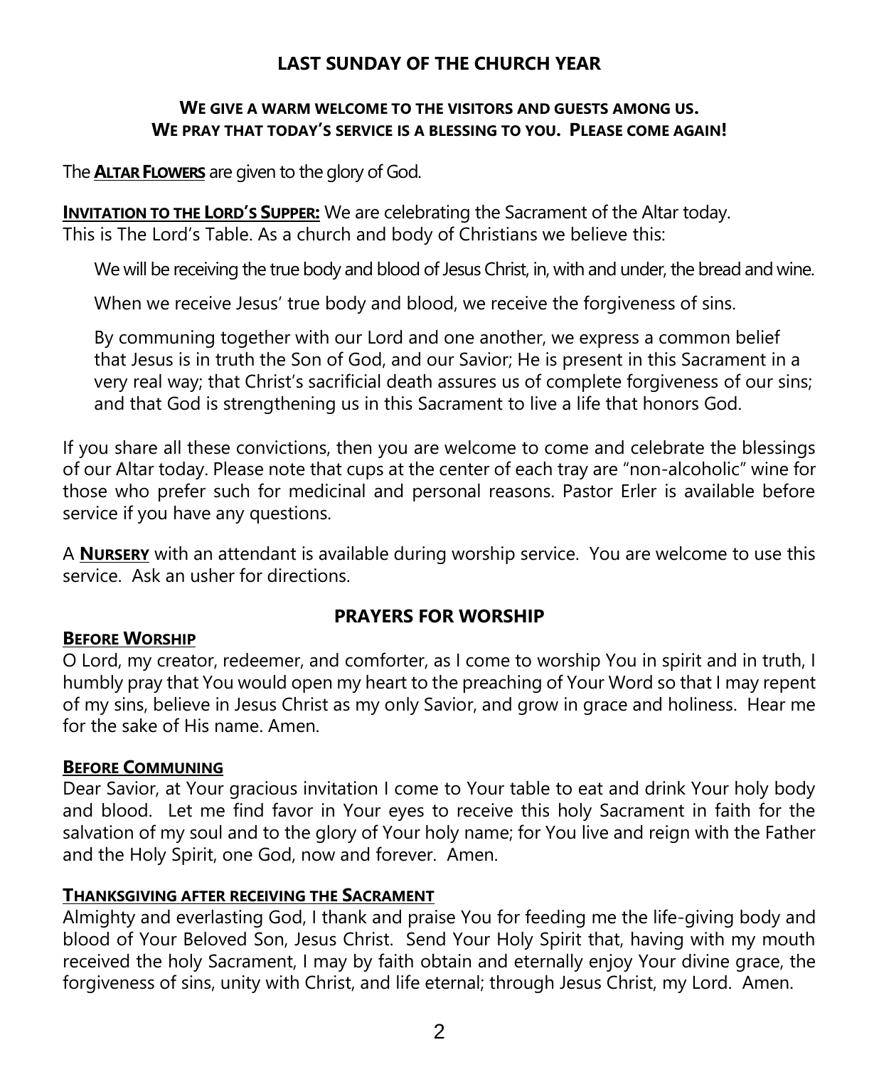## LAST SUNDAY OF THE CHURCH YEAR

**WE GIVE A WARM WELCOME TO THE VISITORS AND GUESTS AMONG US.**
**WE PRAY THAT TODAY'S SERVICE IS A BLESSING TO YOU. PLEASE COME AGAIN!**

The **ALTAR FLOWERS** are given to the glory of God.

**INVITATION TO THE LORD'S SUPPER:** We are celebrating the Sacrament of the Altar today. This is The Lord's Table. As a church and body of Christians we believe this:

> We will be receiving the true body and blood of Jesus Christ, in, with and under, the bread and wine.
>
> When we receive Jesus' true body and blood, we receive the forgiveness of sins.
>
> By communing together with our Lord and one another, we express a common belief that Jesus is in truth the Son of God, and our Savior; He is present in this Sacrament in a very real way; that Christ's sacrificial death assures us of complete forgiveness of our sins; and that God is strengthening us in this Sacrament to live a life that honors God.

If you share all these convictions, then you are welcome to come and celebrate the blessings of our Altar today. Please note that cups at the center of each tray are "non-alcoholic" wine for those who prefer such for medicinal and personal reasons. Pastor Erler is available before service if you have any questions.

A **NURSERY** with an attendant is available during worship service. You are welcome to use this service. Ask an usher for directions.

## PRAYERS FOR WORSHIP

**BEFORE WORSHIP**

O Lord, my creator, redeemer, and comforter, as I come to worship You in spirit and in truth, I humbly pray that You would open my heart to the preaching of Your Word so that I may repent of my sins, believe in Jesus Christ as my only Savior, and grow in grace and holiness. Hear me for the sake of His name. Amen.

**BEFORE COMMUNING**

Dear Savior, at Your gracious invitation I come to Your table to eat and drink Your holy body and blood. Let me find favor in Your eyes to receive this holy Sacrament in faith for the salvation of my soul and to the glory of Your holy name; for You live and reign with the Father and the Holy Spirit, one God, now and forever. Amen.

**THANKSGIVING AFTER RECEIVING THE SACRAMENT**

Almighty and everlasting God, I thank and praise You for feeding me the life-giving body and blood of Your Beloved Son, Jesus Christ. Send Your Holy Spirit that, having with my mouth received the holy Sacrament, I may by faith obtain and eternally enjoy Your divine grace, the forgiveness of sins, unity with Christ, and life eternal; through Jesus Christ, my Lord. Amen.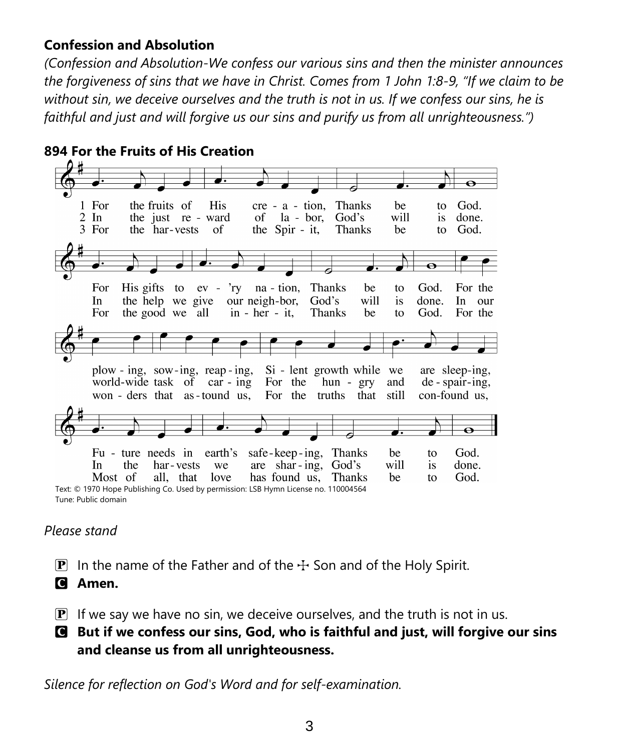**Confession and Absolution**

*(Confession and Absolution-We confess our various sins and then the minister announces the forgiveness of sins that we have in Christ. Comes from 1 John 1:8-9, "If we claim to be without sin, we deceive ourselves and the truth is not in us. If we confess our sins, he is faithful and just and will forgive us our sins and purify us from all unrighteousness.")*

**894 For the Fruits of His Creation**

1 For the fruits of His creation, Thanks be to God.
For His gifts to ev'ry nation, Thanks be to God.
For the plowing, sowing, reaping, Silent growth while we are sleeping,
Future needs in earth's safekeeping, Thanks be to God.

2 In the just reward of labor, God's will is done.
In the help we give our neighbor, God's will is done.
In our world-wide task of caring For the hungry and despairing,
In the harvests we are sharing, God's will is done.

3 For the harvests of the Spirit, Thanks be to God.
For the good we all inherit, Thanks be to God.
For the wonders that astound us, For the truths that still confound us,
Most of all, that love has found us, Thanks be to God.

Text: © 1970 Hope Publishing Co. Used by permission: LSB Hymn License no. 110004564
Tune: Public domain

*Please stand*

P In the name of the Father and of the ☩ Son and of the Holy Spirit.
**C Amen.**

P If we say we have no sin, we deceive ourselves, and the truth is not in us.
**C But if we confess our sins, God, who is faithful and just, will forgive our sins and cleanse us from all unrighteousness.**

*Silence for reflection on God's Word and for self-examination.*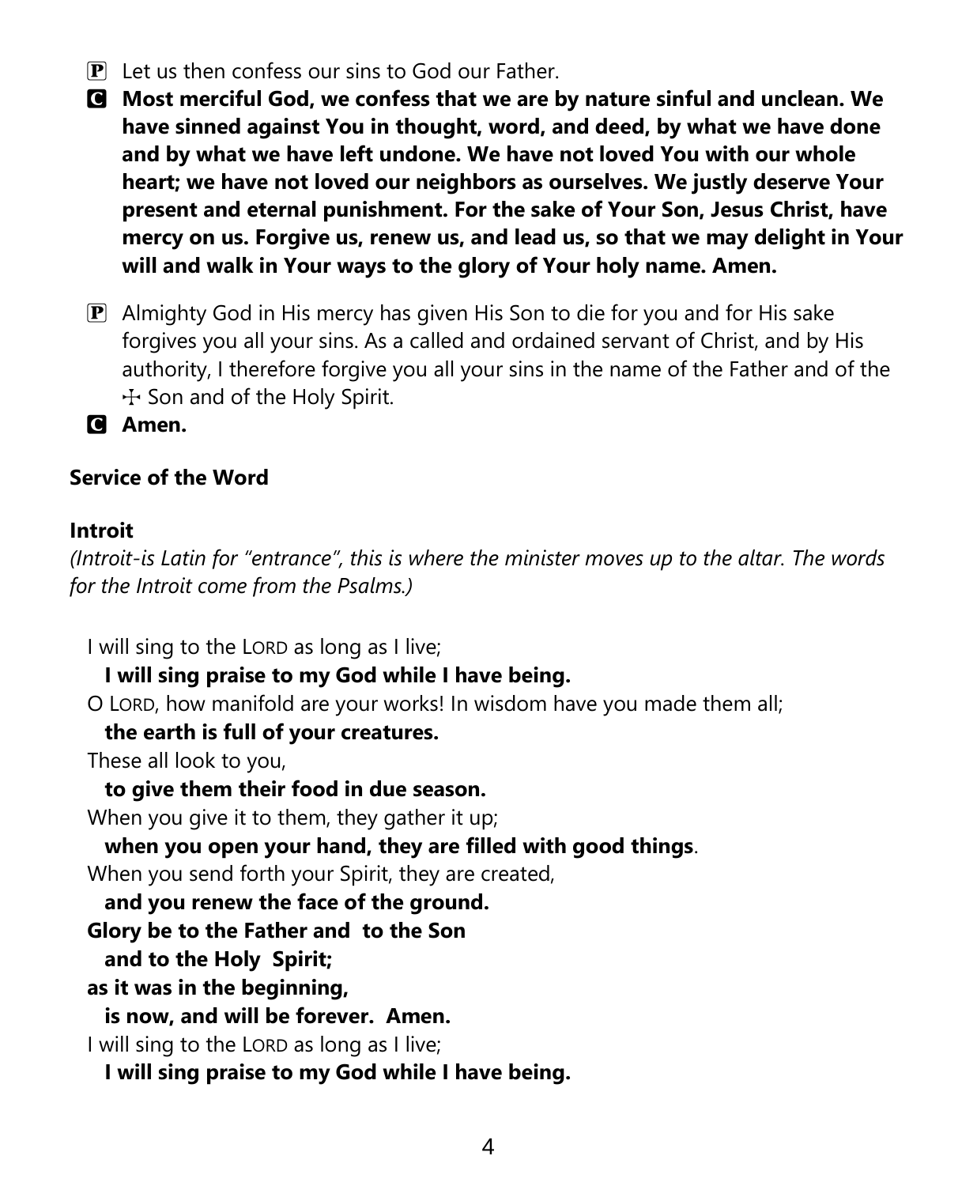**P** Let us then confess our sins to God our Father.

**C** **Most merciful God, we confess that we are by nature sinful and unclean. We have sinned against You in thought, word, and deed, by what we have done and by what we have left undone. We have not loved You with our whole heart; we have not loved our neighbors as ourselves. We justly deserve Your present and eternal punishment. For the sake of Your Son, Jesus Christ, have mercy on us. Forgive us, renew us, and lead us, so that we may delight in Your will and walk in Your ways to the glory of Your holy name. Amen.**

**P** Almighty God in His mercy has given His Son to die for you and for His sake forgives you all your sins. As a called and ordained servant of Christ, and by His authority, I therefore forgive you all your sins in the name of the Father and of the ☩ Son and of the Holy Spirit.

**C** **Amen.**

**Service of the Word**

**Introit**

*(Introit-is Latin for "entrance", this is where the minister moves up to the altar. The words for the Introit come from the Psalms.)*

I will sing to the LORD as long as I live;
**I will sing praise to my God while I have being.**
O LORD, how manifold are your works! In wisdom have you made them all;
**the earth is full of your creatures.**
These all look to you,
**to give them their food in due season.**
When you give it to them, they gather it up;
**when you open your hand, they are filled with good things**.
When you send forth your Spirit, they are created,
**and you renew the face of the ground.**
**Glory be to the Father and to the Son**
**and to the Holy Spirit;**
**as it was in the beginning,**
**is now, and will be forever. Amen.**
I will sing to the LORD as long as I live;
**I will sing praise to my God while I have being.**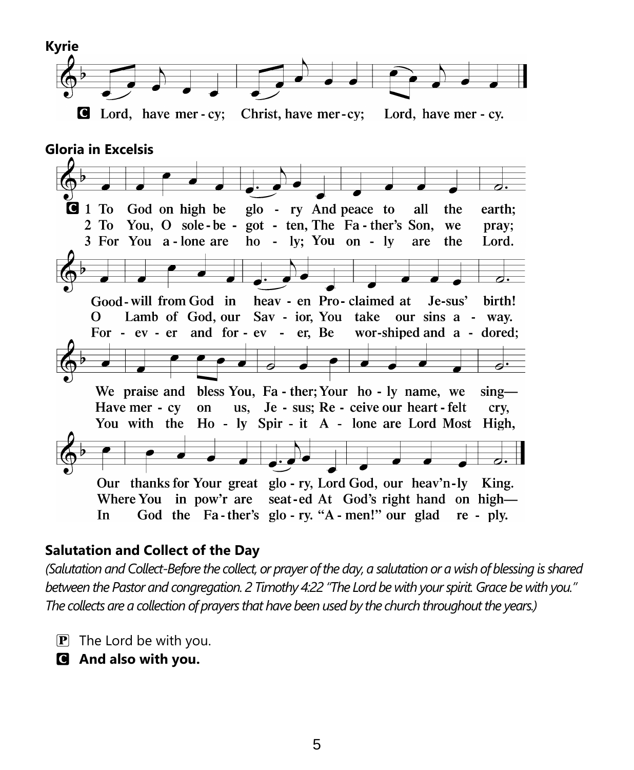**Kyrie**

**C** Lord, have mer - cy; Christ, have mer - cy; Lord, have mer - cy.

**Gloria in Excelsis**

**C** 1 To God on high be glo - ry And peace to all the earth;
Good - will from God in heav - en Pro - claimed at Je-sus' birth!
We praise and bless You, Fa - ther; Your ho - ly name, we sing—
Our thanks for Your great glo - ry, Lord God, our heav'n - ly King.

2 To You, O sole - be - got - ten, The Fa - ther's Son, we pray;
O Lamb of God, our Sav - ior, You take our sins a - way.
Have mer - cy on us, Je - sus; Re - ceive our heart - felt cry,
Where You in pow'r are seat - ed At God's right hand on high—

3 For You a - lone are ho - ly; You on - ly are the Lord.
For - ev - er and for - ev - er, Be wor-shiped and a - dored;
You with the Ho - ly Spir - it A - lone are Lord Most High,
In God the Fa - ther's glo - ry. "A - men!" our glad re - ply.

## Salutation and Collect of the Day

*(Salutation and Collect-Before the collect, or prayer of the day, a salutation or a wish of blessing is shared between the Pastor and congregation. 2 Timothy 4:22 "The Lord be with your spirit. Grace be with you." The collects are a collection of prayers that have been used by the church throughout the years.)*

P The Lord be with you.

**C And also with you.**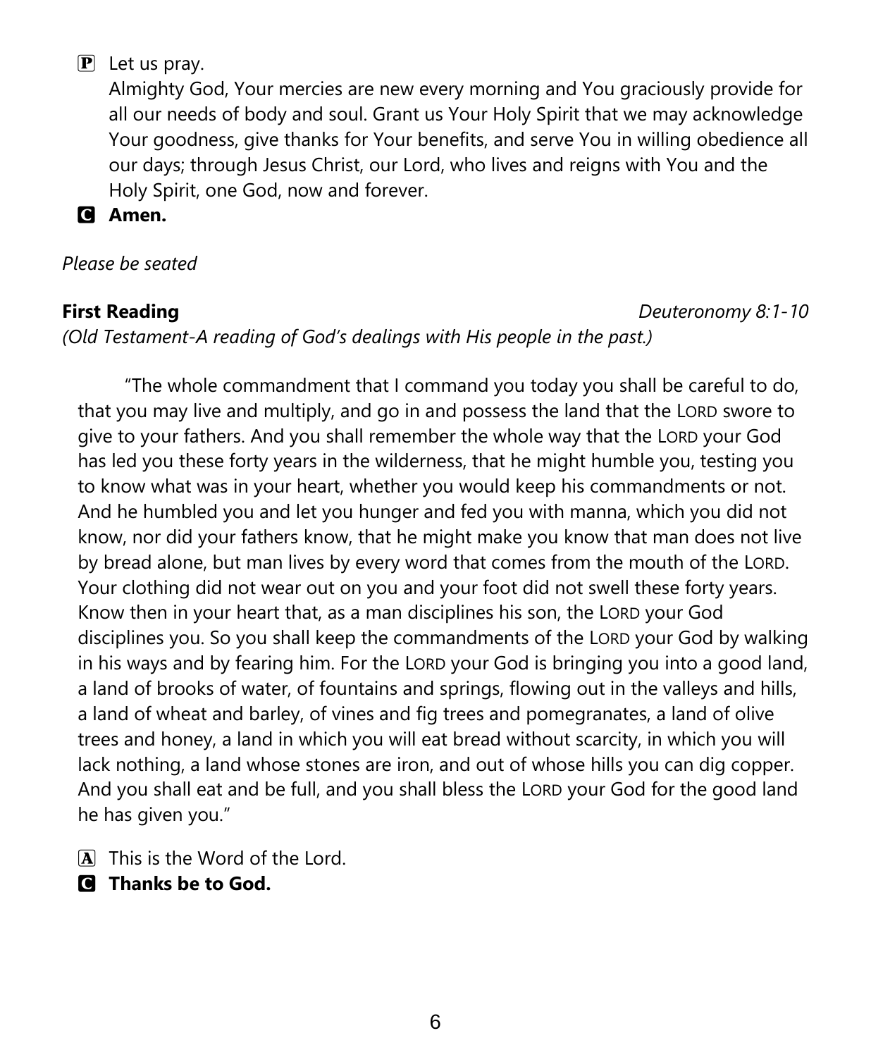P Let us pray.
Almighty God, Your mercies are new every morning and You graciously provide for all our needs of body and soul. Grant us Your Holy Spirit that we may acknowledge Your goodness, give thanks for Your benefits, and serve You in willing obedience all our days; through Jesus Christ, our Lord, who lives and reigns with You and the Holy Spirit, one God, now and forever.

C **Amen.**

*Please be seated*

**First Reading** *Deuteronomy 8:1-10*

*(Old Testament-A reading of God's dealings with His people in the past.)*

"The whole commandment that I command you today you shall be careful to do, that you may live and multiply, and go in and possess the land that the LORD swore to give to your fathers. And you shall remember the whole way that the LORD your God has led you these forty years in the wilderness, that he might humble you, testing you to know what was in your heart, whether you would keep his commandments or not. And he humbled you and let you hunger and fed you with manna, which you did not know, nor did your fathers know, that he might make you know that man does not live by bread alone, but man lives by every word that comes from the mouth of the LORD. Your clothing did not wear out on you and your foot did not swell these forty years. Know then in your heart that, as a man disciplines his son, the LORD your God disciplines you. So you shall keep the commandments of the LORD your God by walking in his ways and by fearing him. For the LORD your God is bringing you into a good land, a land of brooks of water, of fountains and springs, flowing out in the valleys and hills, a land of wheat and barley, of vines and fig trees and pomegranates, a land of olive trees and honey, a land in which you will eat bread without scarcity, in which you will lack nothing, a land whose stones are iron, and out of whose hills you can dig copper. And you shall eat and be full, and you shall bless the LORD your God for the good land he has given you."

A This is the Word of the Lord.

C **Thanks be to God.**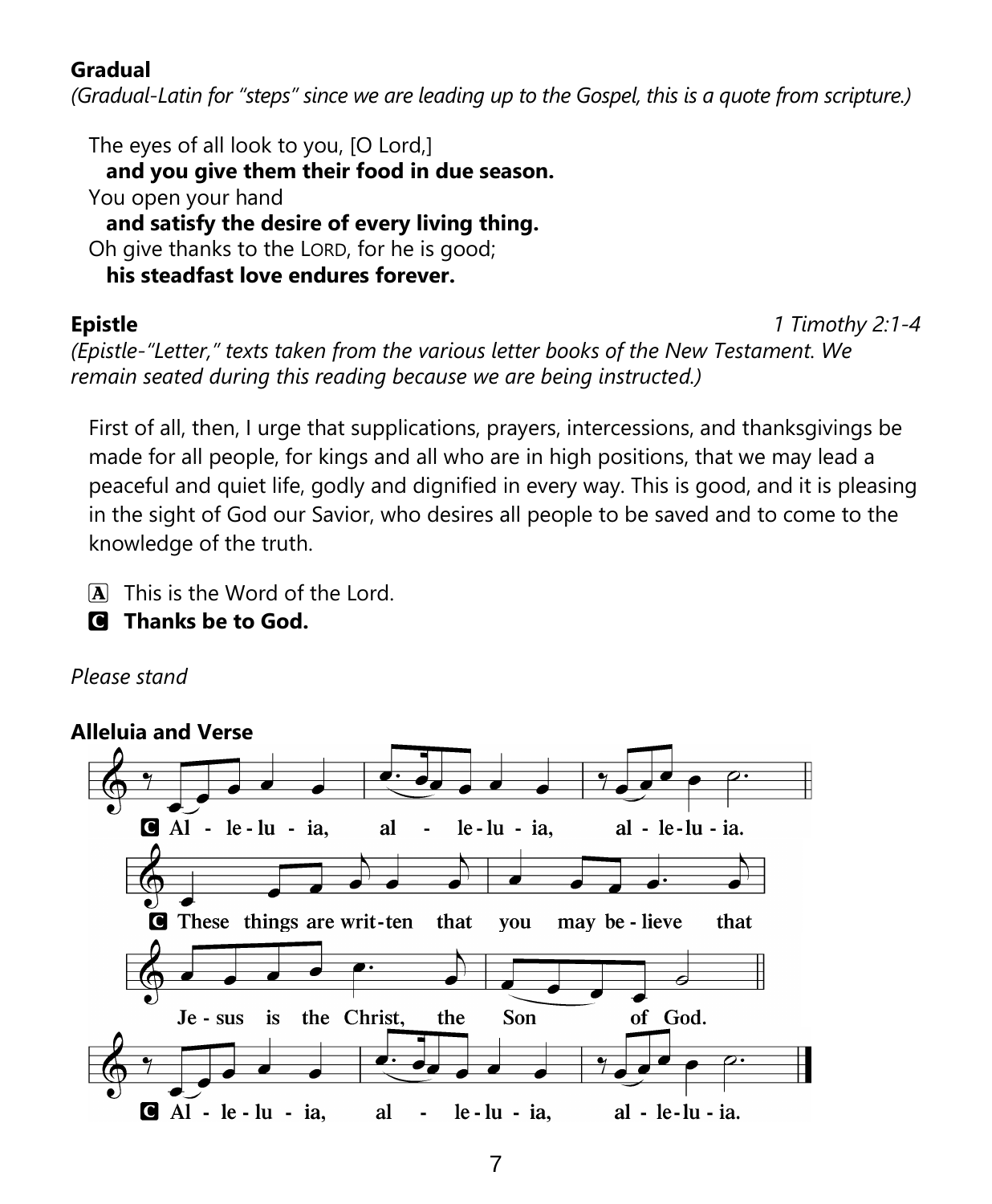**Gradual**
*(Gradual-Latin for "steps" since we are leading up to the Gospel, this is a quote from scripture.)*

The eyes of all look to you, [O Lord,]
**and you give them their food in due season.**
You open your hand
**and satisfy the desire of every living thing.**
Oh give thanks to the LORD, for he is good;
**his steadfast love endures forever.**

**Epistle** *1 Timothy 2:1-4*
*(Epistle-"Letter," texts taken from the various letter books of the New Testament. We remain seated during this reading because we are being instructed.)*

First of all, then, I urge that supplications, prayers, intercessions, and thanksgivings be made for all people, for kings and all who are in high positions, that we may lead a peaceful and quiet life, godly and dignified in every way. This is good, and it is pleasing in the sight of God our Savior, who desires all people to be saved and to come to the knowledge of the truth.

A This is the Word of the Lord.
**C Thanks be to God.**

*Please stand*

**Alleluia and Verse**

**C Al - le - lu - ia, al - le - lu - ia, al - le - lu - ia.**

**C These things are writ - ten that you may be - lieve that Je - sus is the Christ, the Son of God.**

**C Al - le - lu - ia, al - le - lu - ia, al - le - lu - ia.**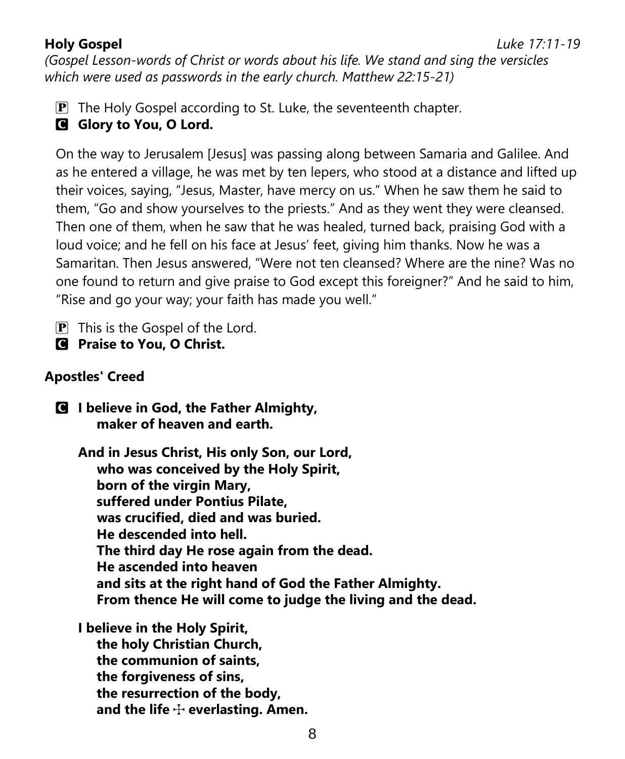**Holy Gospel** *Luke 17:11-19*

*(Gospel Lesson-words of Christ or words about his life. We stand and sing the versicles which were used as passwords in the early church. Matthew 22:15-21)*

P The Holy Gospel according to St. Luke, the seventeenth chapter.

C **Glory to You, O Lord.**

On the way to Jerusalem [Jesus] was passing along between Samaria and Galilee. And as he entered a village, he was met by ten lepers, who stood at a distance and lifted up their voices, saying, "Jesus, Master, have mercy on us." When he saw them he said to them, "Go and show yourselves to the priests." And as they went they were cleansed. Then one of them, when he saw that he was healed, turned back, praising God with a loud voice; and he fell on his face at Jesus' feet, giving him thanks. Now he was a Samaritan. Then Jesus answered, "Were not ten cleansed? Where are the nine? Was no one found to return and give praise to God except this foreigner?" And he said to him, "Rise and go your way; your faith has made you well."

P This is the Gospel of the Lord.

C **Praise to You, O Christ.**

**Apostles' Creed**

C **I believe in God, the Father Almighty,**
**maker of heaven and earth.**

**And in Jesus Christ, His only Son, our Lord,**
**who was conceived by the Holy Spirit,**
**born of the virgin Mary,**
**suffered under Pontius Pilate,**
**was crucified, died and was buried.**
**He descended into hell.**
**The third day He rose again from the dead.**
**He ascended into heaven**
**and sits at the right hand of God the Father Almighty.**
**From thence He will come to judge the living and the dead.**

**I believe in the Holy Spirit,**
**the holy Christian Church,**
**the communion of saints,**
**the forgiveness of sins,**
**the resurrection of the body,**
**and the life ☩ everlasting. Amen.**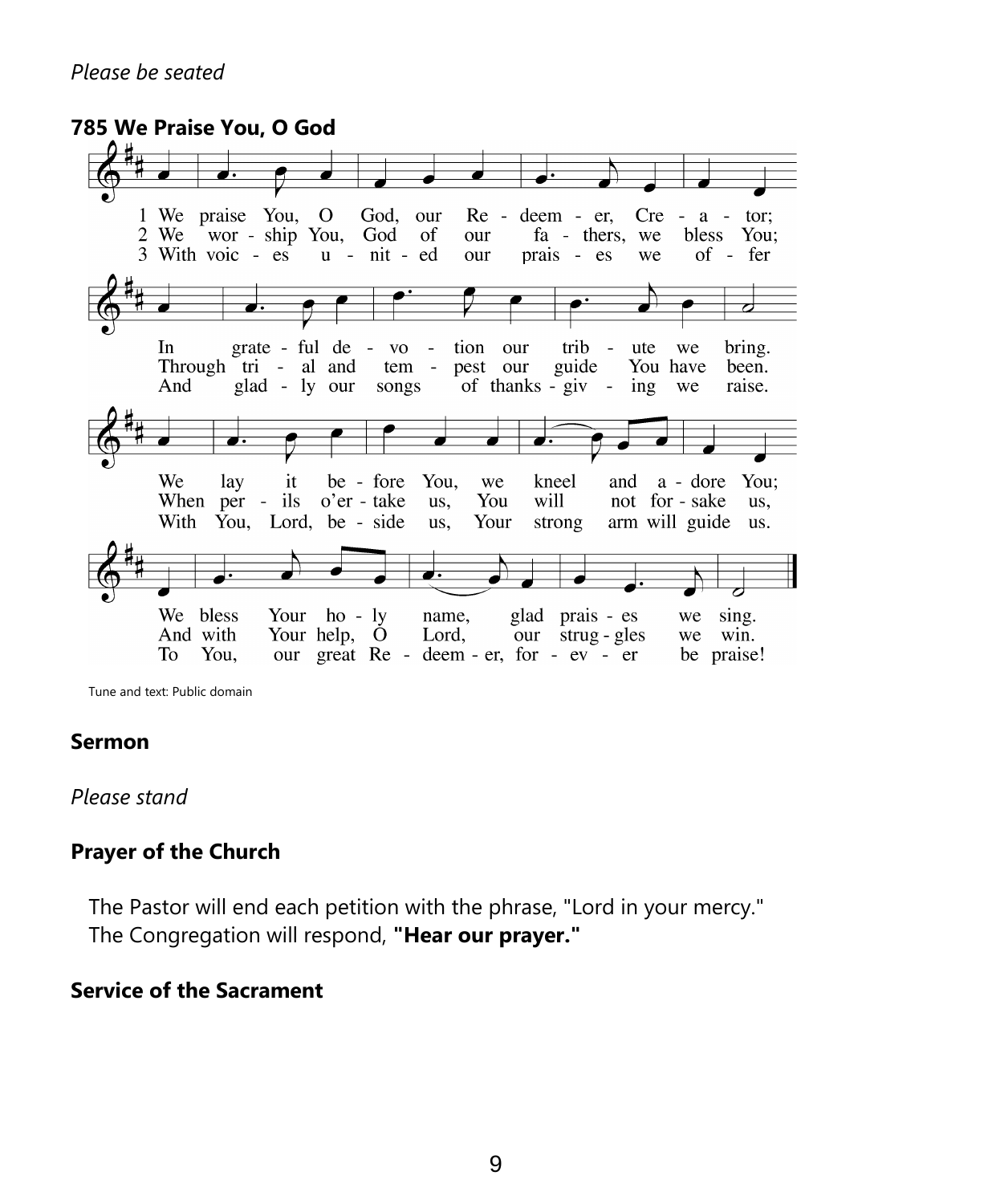*Please be seated*

**785 We Praise You, O God**

1 We praise You, O God, our Redeemer, Creator;
In grateful devotion our tribute we bring.
We lay it before You, we kneel and adore You;
We bless Your holy name, glad praises we sing.

2 We worship You, God of our fathers, we bless You;
Through trial and tempest our guide You have been.
When perils o'ertake us, You will not forsake us,
And with Your help, O Lord, our struggles we win.

3 With voices united our praises we offer
And gladly our songs of thanksgiving we raise.
With You, Lord, beside us, Your strong arm will guide us.
To You, our great Redeemer, forever be praise!

Tune and text: Public domain

## Sermon

*Please stand*

## Prayer of the Church

The Pastor will end each petition with the phrase, "Lord in your mercy."
The Congregation will respond, **"Hear our prayer."**

## Service of the Sacrament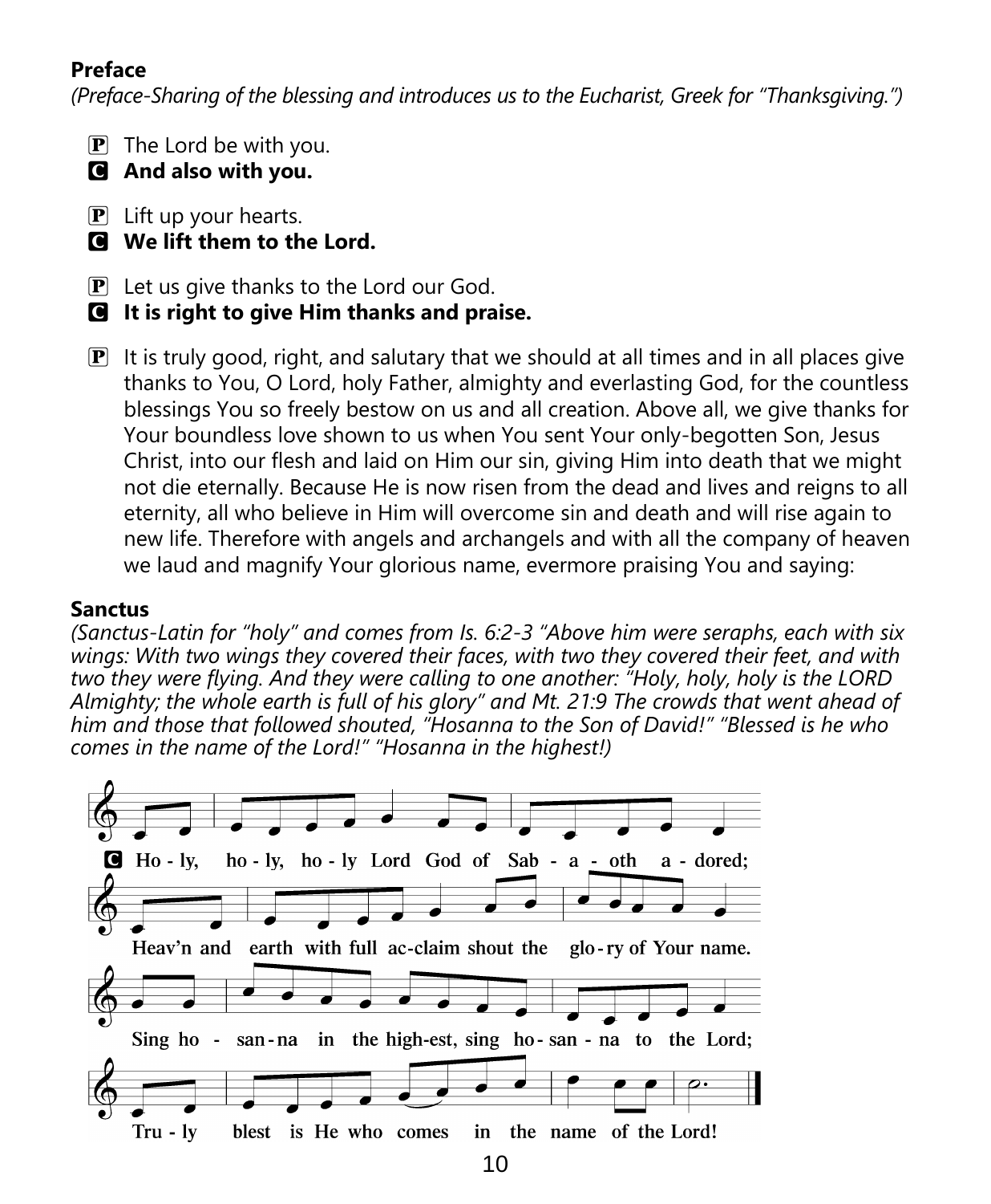**Preface**

*(Preface-Sharing of the blessing and introduces us to the Eucharist, Greek for "Thanksgiving.")*

P The Lord be with you.

**C And also with you.**

P Lift up your hearts.

**C We lift them to the Lord.**

P Let us give thanks to the Lord our God.

**C It is right to give Him thanks and praise.**

P It is truly good, right, and salutary that we should at all times and in all places give thanks to You, O Lord, holy Father, almighty and everlasting God, for the countless blessings You so freely bestow on us and all creation. Above all, we give thanks for Your boundless love shown to us when You sent Your only-begotten Son, Jesus Christ, into our flesh and laid on Him our sin, giving Him into death that we might not die eternally. Because He is now risen from the dead and lives and reigns to all eternity, all who believe in Him will overcome sin and death and will rise again to new life. Therefore with angels and archangels and with all the company of heaven we laud and magnify Your glorious name, evermore praising You and saying:

**Sanctus**

*(Sanctus-Latin for "holy" and comes from Is. 6:2-3 "Above him were seraphs, each with six wings: With two wings they covered their faces, with two they covered their feet, and with two they were flying. And they were calling to one another: "Holy, holy, holy is the LORD Almighty; the whole earth is full of his glory" and Mt. 21:9 The crowds that went ahead of him and those that followed shouted, "Hosanna to the Son of David!" "Blessed is he who comes in the name of the Lord!" "Hosanna in the highest!)*

**C Ho - ly, ho - ly, ho - ly Lord God of Sab - a - oth a - dored;**
**Heav'n and earth with full ac-claim shout the glo - ry of Your name.**
**Sing ho - san - na in the high-est, sing ho - san - na to the Lord;**
**Tru - ly blest is He who comes in the name of the Lord!**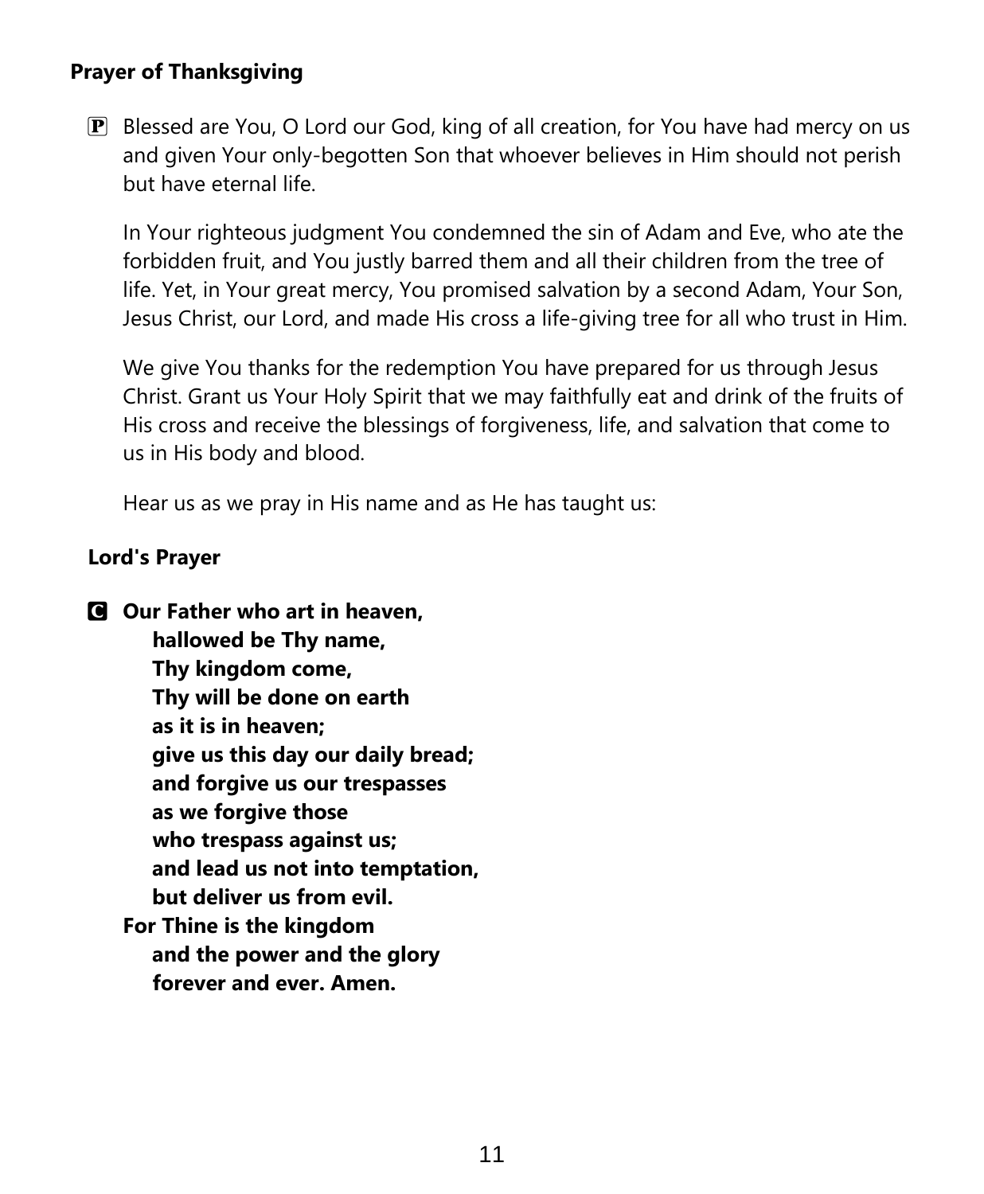**Prayer of Thanksgiving**

P Blessed are You, O Lord our God, king of all creation, for You have had mercy on us and given Your only-begotten Son that whoever believes in Him should not perish but have eternal life.

In Your righteous judgment You condemned the sin of Adam and Eve, who ate the forbidden fruit, and You justly barred them and all their children from the tree of life. Yet, in Your great mercy, You promised salvation by a second Adam, Your Son, Jesus Christ, our Lord, and made His cross a life-giving tree for all who trust in Him.

We give You thanks for the redemption You have prepared for us through Jesus Christ. Grant us Your Holy Spirit that we may faithfully eat and drink of the fruits of His cross and receive the blessings of forgiveness, life, and salvation that come to us in His body and blood.

Hear us as we pray in His name and as He has taught us:

**Lord's Prayer**

C **Our Father who art in heaven,**
**hallowed be Thy name,**
**Thy kingdom come,**
**Thy will be done on earth**
**as it is in heaven;**
**give us this day our daily bread;**
**and forgive us our trespasses**
**as we forgive those**
**who trespass against us;**
**and lead us not into temptation,**
**but deliver us from evil.**
**For Thine is the kingdom**
**and the power and the glory**
**forever and ever. Amen.**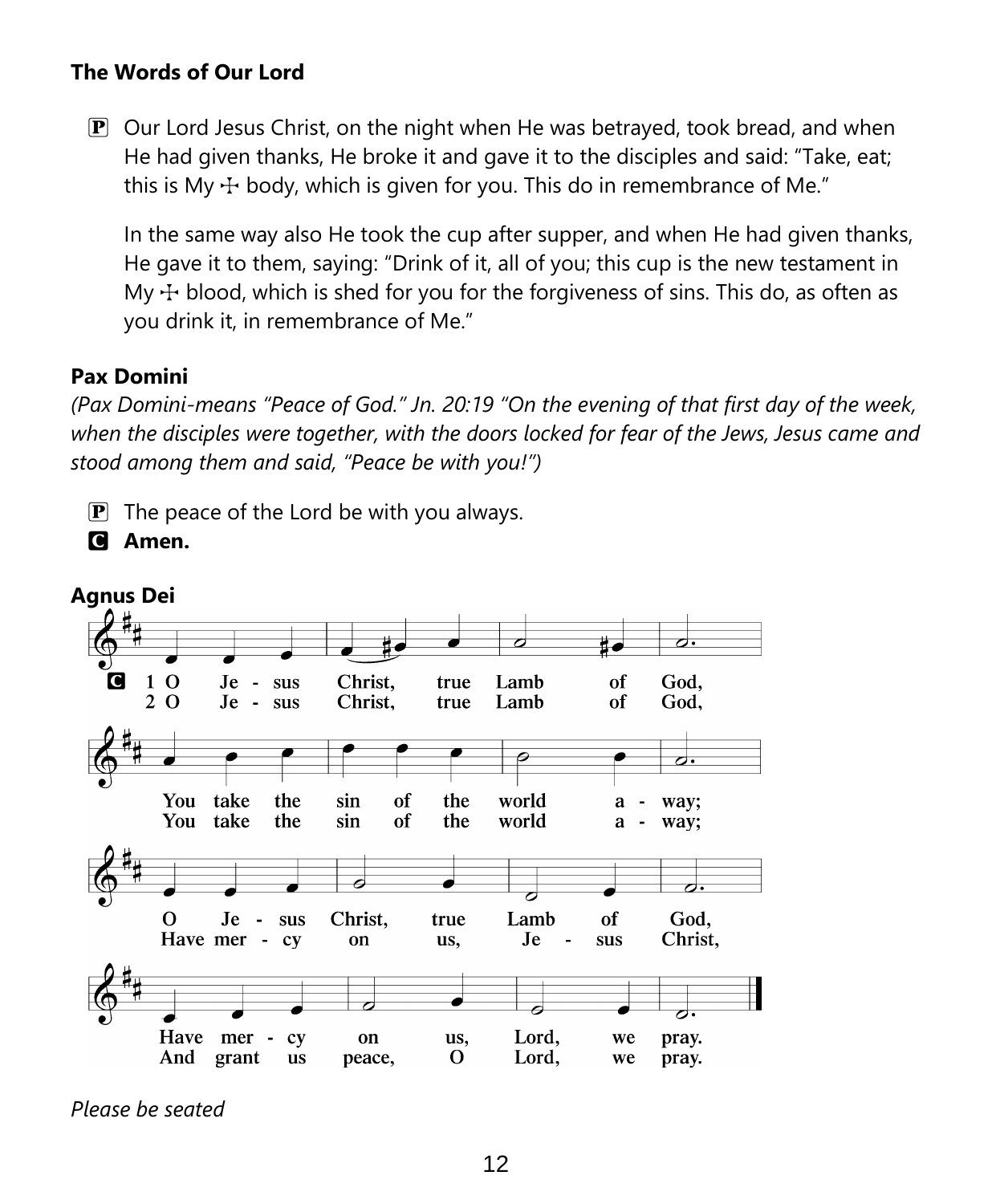### The Words of Our Lord

**P** Our Lord Jesus Christ, on the night when He was betrayed, took bread, and when He had given thanks, He broke it and gave it to the disciples and said: "Take, eat; this is My ☩ body, which is given for you. This do in remembrance of Me."

In the same way also He took the cup after supper, and when He had given thanks, He gave it to them, saying: "Drink of it, all of you; this cup is the new testament in My ☩ blood, which is shed for you for the forgiveness of sins. This do, as often as you drink it, in remembrance of Me."

### Pax Domini

*(Pax Domini-means "Peace of God." Jn. 20:19 "On the evening of that first day of the week, when the disciples were together, with the doors locked for fear of the Jews, Jesus came and stood among them and said, "Peace be with you!")*

**P** The peace of the Lord be with you always.

**C** **Amen.**

### Agnus Dei

**C**
1 O Jesus Christ, true Lamb of God,
You take the sin of the world away;
O Jesus Christ, true Lamb of God,
Have mercy on us, Lord, we pray.

2 O Jesus Christ, true Lamb of God,
You take the sin of the world away;
Have mercy on us, Jesus Christ,
And grant us peace, O Lord, we pray.

*Please be seated*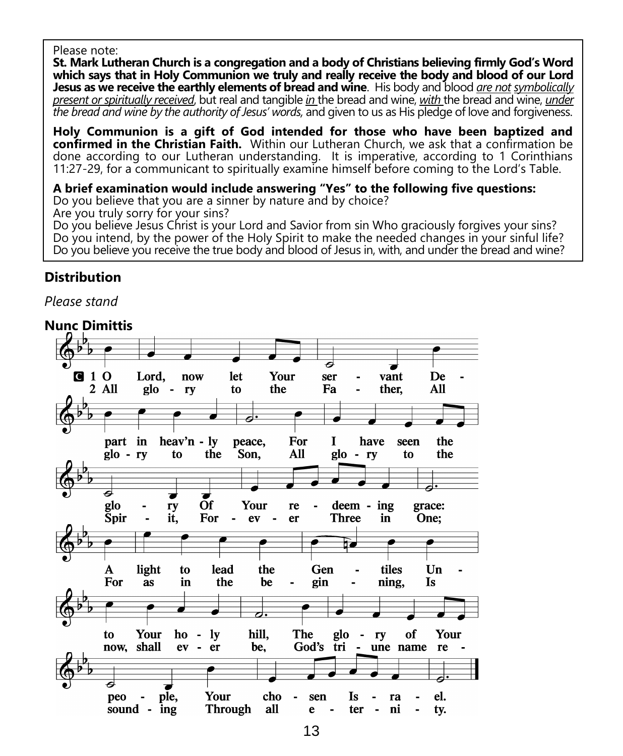Please note:
**St. Mark Lutheran Church is a congregation and a body of Christians believing firmly God's Word which says that in Holy Communion we truly and really receive the body and blood of our Lord Jesus as we receive the earthly elements of bread and wine**. His body and blood *are not symbolically present or spiritually received*, but real and tangible *in* the bread and wine, *with* the bread and wine, *under the bread and wine by the authority of Jesus' words,* and given to us as His pledge of love and forgiveness.

**Holy Communion is a gift of God intended for those who have been baptized and confirmed in the Christian Faith.** Within our Lutheran Church, we ask that a confirmation be done according to our Lutheran understanding. It is imperative, according to 1 Corinthians 11:27-29, for a communicant to spiritually examine himself before coming to the Lord's Table.

**A brief examination would include answering "Yes" to the following five questions:**
Do you believe that you are a sinner by nature and by choice?
Are you truly sorry for your sins?
Do you believe Jesus Christ is your Lord and Savior from sin Who graciously forgives your sins?
Do you intend, by the power of the Holy Spirit to make the needed changes in your sinful life?
Do you believe you receive the true body and blood of Jesus in, with, and under the bread and wine?

## Distribution

*Please stand*

## Nunc Dimittis

C 1 O Lord, now let Your servant Depart in heav'nly peace,
For I have seen the glory Of Your redeeming grace:
A light to lead the Gentiles Unto Your holy hill,
The glory of Your people, Your chosen Israel.

2 All glory to the Father, All glory to the Son,
All glory to the Spirit, Forever Three in One;
For as in the beginning, Is now, shall ever be,
God's triune name resounding Through all eternity.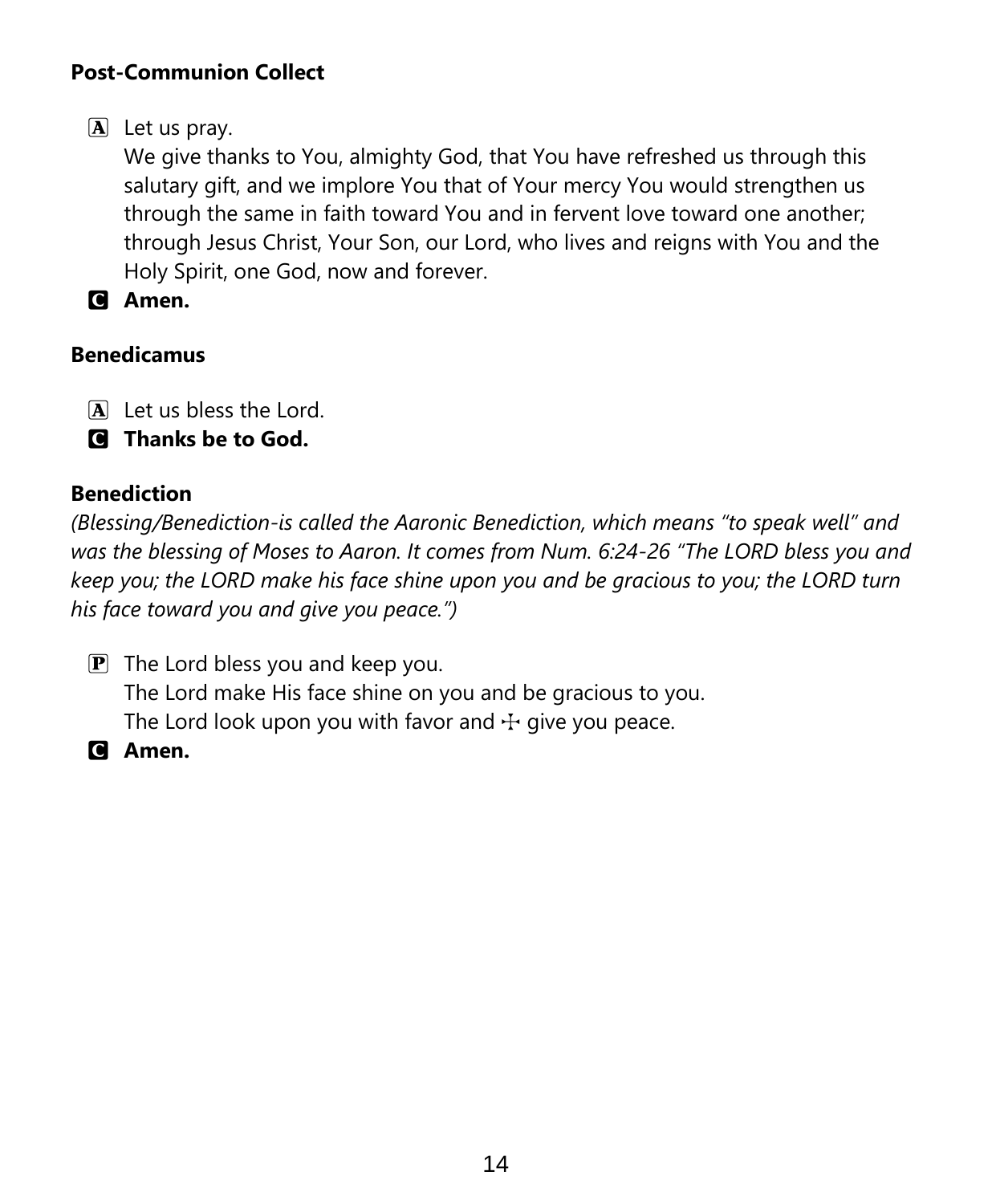**Post-Communion Collect**

Ⓐ Let us pray.
We give thanks to You, almighty God, that You have refreshed us through this salutary gift, and we implore You that of Your mercy You would strengthen us through the same in faith toward You and in fervent love toward one another; through Jesus Christ, Your Son, our Lord, who lives and reigns with You and the Holy Spirit, one God, now and forever.

Ⓒ **Amen.**

**Benedicamus**

Ⓐ Let us bless the Lord.

Ⓒ **Thanks be to God.**

**Benediction**

*(Blessing/Benediction-is called the Aaronic Benediction, which means "to speak well" and was the blessing of Moses to Aaron. It comes from Num. 6:24-26 "The LORD bless you and keep you; the LORD make his face shine upon you and be gracious to you; the LORD turn his face toward you and give you peace.")*

Ⓟ The Lord bless you and keep you.
The Lord make His face shine on you and be gracious to you.
The Lord look upon you with favor and ☩ give you peace.

Ⓒ **Amen.**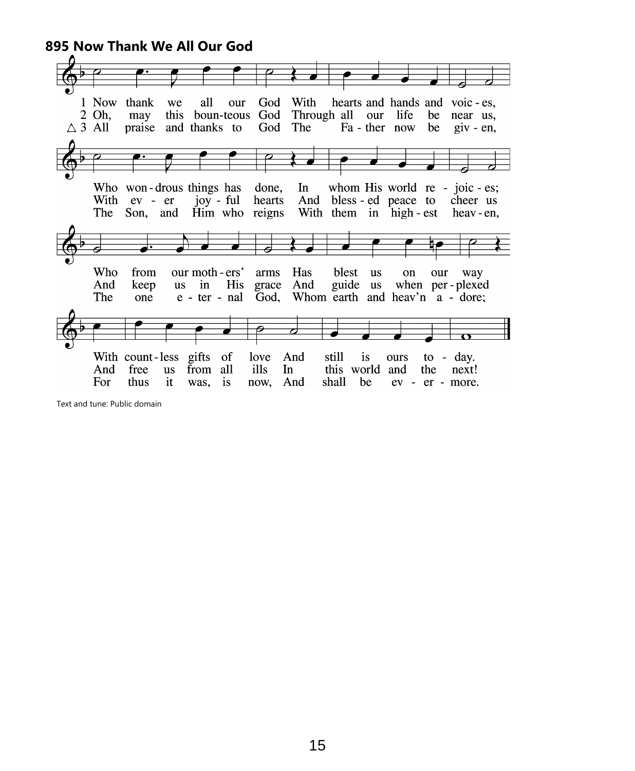**895 Now Thank We All Our God**

1 Now thank we all our God With hearts and hands and voic - es,
Who won - drous things has done, In whom His world re - joic - es;
Who from our moth - ers' arms Has blest us on our way
With count - less gifts of love And still is ours to - day.

2 Oh, may this boun-teous God Through all our life be near us,
With ev - er joy - ful hearts And bless - ed peace to cheer us
And keep us in His grace And guide us when per - plexed
And free us from all ills In this world and the next!

△ 3 All praise and thanks to God The Fa - ther now be giv - en,
The Son, and Him who reigns With them in high - est heav - en,
The one e - ter - nal God, Whom earth and heav'n a - dore;
For thus it was, is now, And shall be ev - er - more.

Text and tune: Public domain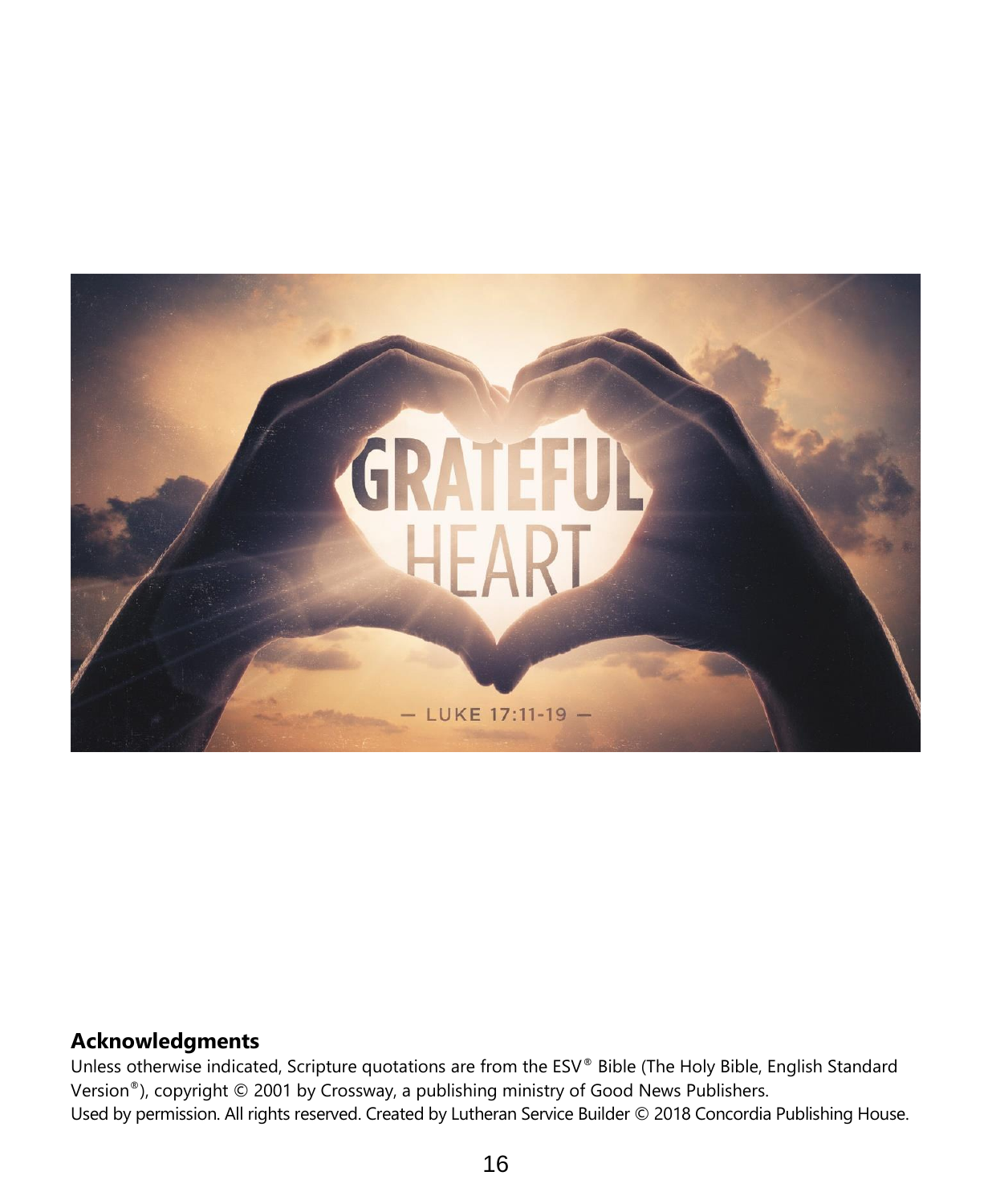## Acknowledgments

Unless otherwise indicated, Scripture quotations are from the ESV® Bible (The Holy Bible, English Standard Version®), copyright © 2001 by Crossway, a publishing ministry of Good News Publishers. Used by permission. All rights reserved. Created by Lutheran Service Builder © 2018 Concordia Publishing House.